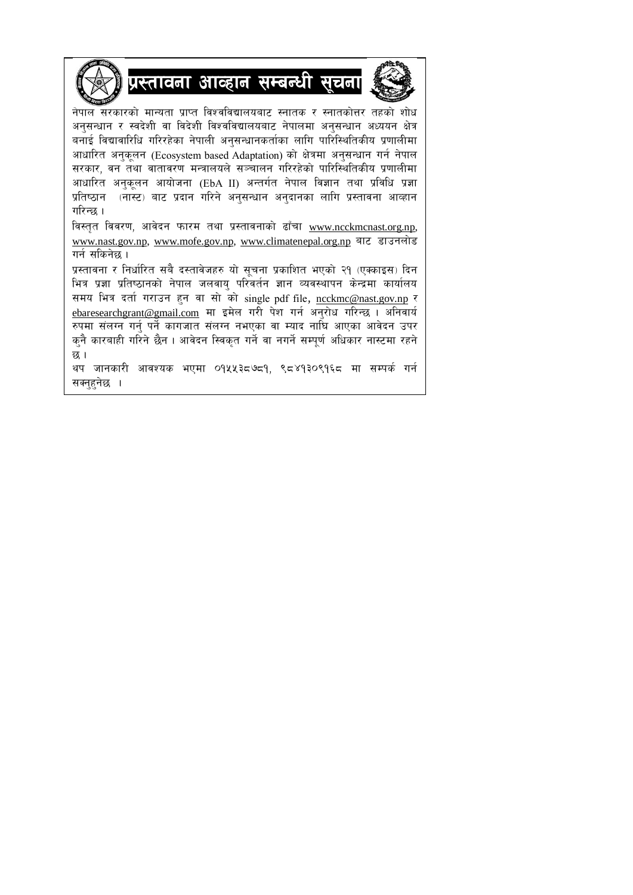# प्रस्तावना आव्हान सम्बन्धी सूचना

नेपाल सरकारको मान्यता प्राप्त विश्वविद्यालयबाट स्नातक र स्नातकोत्तर तहको शोध अनुसन्धान र स्वदेशी वा विदेशी विश्वविद्यालयबाट नेपालमा अनुसन्धान अध्ययन क्षेत्र बनाई विद्यावारिधि गरिरहेका नेपाली अनुसन्धानकर्ताका लागि पारिस्थितिकीय प्रणालीमा आधारित अनुकूलन (Ecosystem based Adaptation) को क्षेत्रमा अनुसन्धान गर्न नेपाल सरकार, वन तथा वातावरण मन्त्रालयले सञ्चालन गरिरहेको पारिस्थितिकीय प्रणालीमा आधारित अनुकूलन आयोजना (EbA II) अन्तर्गत नेपाल विज्ञान तथा प्रविधि प्रज्ञा प्रतिष्ठान (नास्ट) बाट प्रदान गरिने अनुसन्धान अनुदानका लागि प्रस्तावना आव्हान गरिन्छ।

विस्तृत विवरण, आवेदन फारम तथा प्रस्तावनाको ढाँचा www.ncckmcnast.org.np, www.nast.gov.np, www.mofe.gov.np, www.climatenepal.org.np बाट डाउनलोड गर्न सकिनेछ।

प्रस्तावना र निर्धारित सबै दस्तावेजहरु यो सूचना प्रकाशित भएको २१ (एक्काइस) दिन भित्र प्रज्ञा प्रतिष्ठानको नेपाल जलवायु परिवर्तन ज्ञान व्यवस्थापन केन्द्रमा कार्यालय समय भित्र दर्ता गराउन हुन वा सो को single pdf file, ncckmc@nast.gov.np र ebaresearchgrant@gmail.com मा इमेल गरी पेश गर्न अनुरोध गरिन्छ। अनिवार्य रुपमा संलग्न गर्नु पर्ने कागजात संलग्न नभएका वा म्याद नाघि आएका आवेदन उपर कुनै कारबाही गरिने छैन। आवेदन स्विकृत गर्ने वा नगर्ने सम्पूर्ण अधिकार नास्टमा रहने छ।

थप जानकारी आवश्यक भएमा ०१५५३८७८१, ९८४१३०९१६८ मा सम्पर्क गर्न सक्नुहुनेछ ।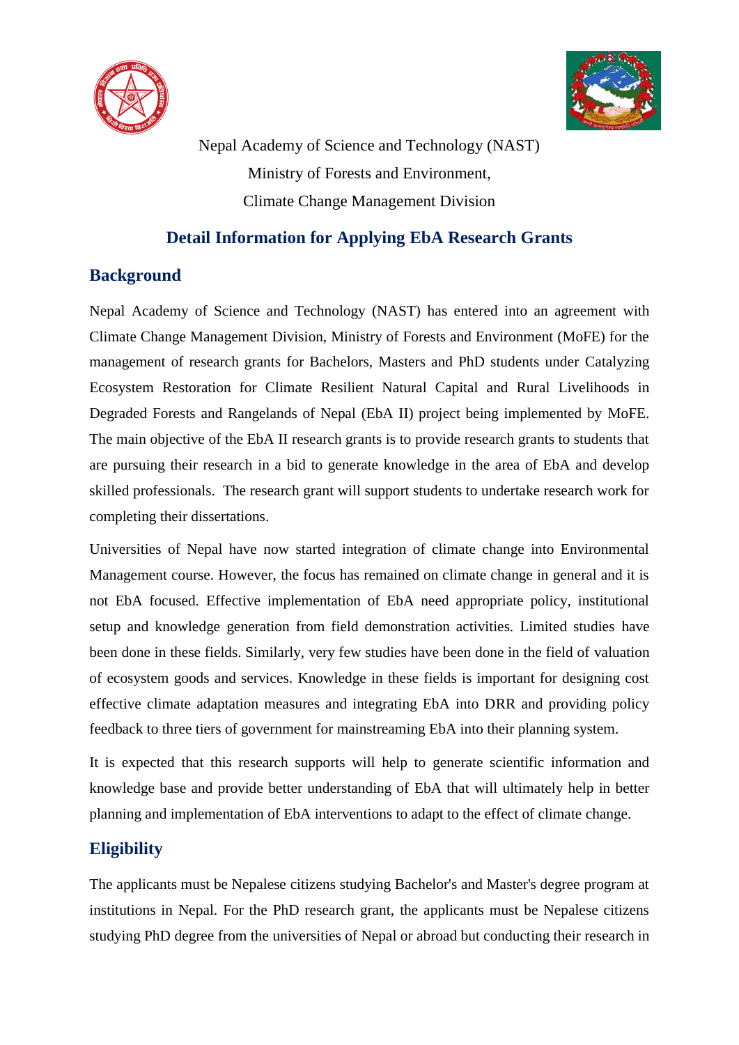Nepal Academy of Science and Technology (NAST)

Ministry of Forests and Environment,

Climate Change Management Division

# Detail Information for Applying EbA Research Grants

## Background

Nepal Academy of Science and Technology (NAST) has entered into an agreement with Climate Change Management Division, Ministry of Forests and Environment (MoFE) for the management of research grants for Bachelors, Masters and PhD students under Catalyzing Ecosystem Restoration for Climate Resilient Natural Capital and Rural Livelihoods in Degraded Forests and Rangelands of Nepal (EbA II) project being implemented by MoFE. The main objective of the EbA II research grants is to provide research grants to students that are pursuing their research in a bid to generate knowledge in the area of EbA and develop skilled professionals. The research grant will support students to undertake research work for completing their dissertations.

Universities of Nepal have now started integration of climate change into Environmental Management course. However, the focus has remained on climate change in general and it is not EbA focused. Effective implementation of EbA need appropriate policy, institutional setup and knowledge generation from field demonstration activities. Limited studies have been done in these fields. Similarly, very few studies have been done in the field of valuation of ecosystem goods and services. Knowledge in these fields is important for designing cost effective climate adaptation measures and integrating EbA into DRR and providing policy feedback to three tiers of government for mainstreaming EbA into their planning system.

It is expected that this research supports will help to generate scientific information and knowledge base and provide better understanding of EbA that will ultimately help in better planning and implementation of EbA interventions to adapt to the effect of climate change.

## Eligibility

The applicants must be Nepalese citizens studying Bachelor's and Master's degree program at institutions in Nepal. For the PhD research grant, the applicants must be Nepalese citizens studying PhD degree from the universities of Nepal or abroad but conducting their research in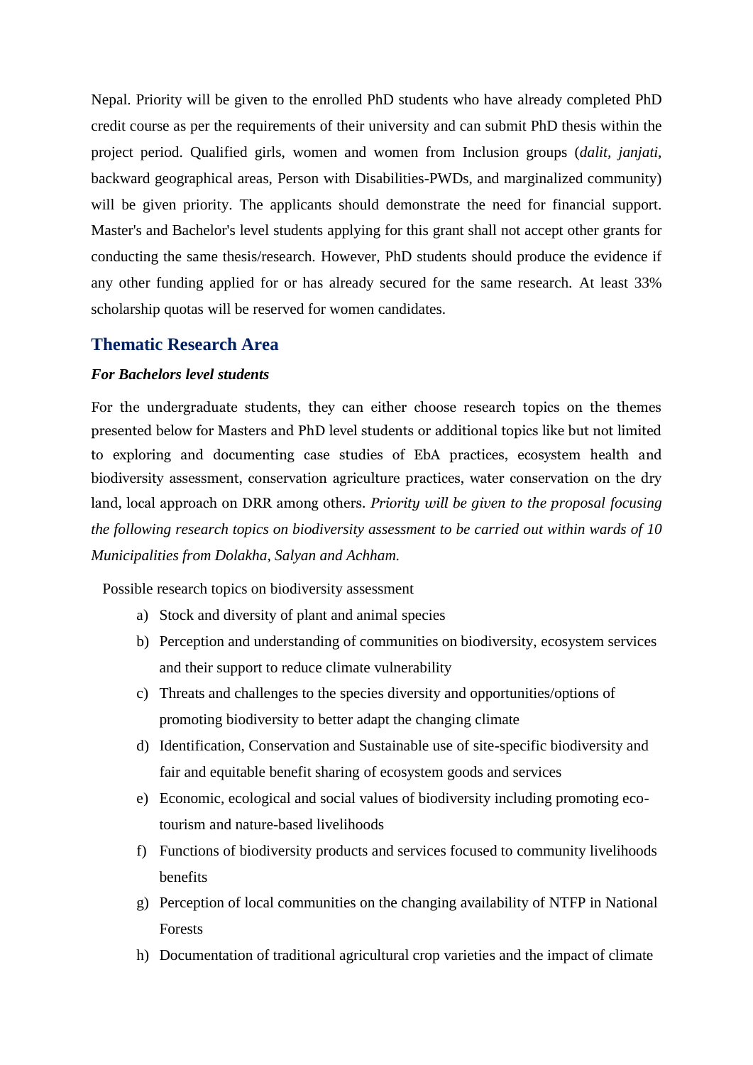Nepal. Priority will be given to the enrolled PhD students who have already completed PhD credit course as per the requirements of their university and can submit PhD thesis within the project period. Qualified girls, women and women from Inclusion groups (*dalit*, *janjati*, backward geographical areas, Person with Disabilities-PWDs, and marginalized community) will be given priority. The applicants should demonstrate the need for financial support. Master's and Bachelor's level students applying for this grant shall not accept other grants for conducting the same thesis/research. However, PhD students should produce the evidence if any other funding applied for or has already secured for the same research. At least 33% scholarship quotas will be reserved for women candidates.

## Thematic Research Area

***For Bachelors level students***

For the undergraduate students, they can either choose research topics on the themes presented below for Masters and PhD level students or additional topics like but not limited to exploring and documenting case studies of EbA practices, ecosystem health and biodiversity assessment, conservation agriculture practices, water conservation on the dry land, local approach on DRR among others. *Priority will be given to the proposal focusing the following research topics on biodiversity assessment to be carried out within wards of 10 Municipalities from Dolakha, Salyan and Achham.*

Possible research topics on biodiversity assessment

a) Stock and diversity of plant and animal species
b) Perception and understanding of communities on biodiversity, ecosystem services and their support to reduce climate vulnerability
c) Threats and challenges to the species diversity and opportunities/options of promoting biodiversity to better adapt the changing climate
d) Identification, Conservation and Sustainable use of site-specific biodiversity and fair and equitable benefit sharing of ecosystem goods and services
e) Economic, ecological and social values of biodiversity including promoting eco-tourism and nature-based livelihoods
f) Functions of biodiversity products and services focused to community livelihoods benefits
g) Perception of local communities on the changing availability of NTFP in National Forests
h) Documentation of traditional agricultural crop varieties and the impact of climate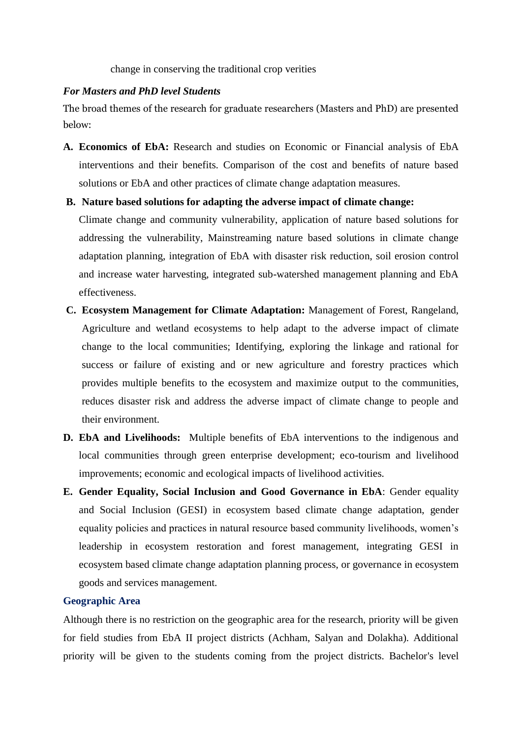change in conserving the traditional crop verities

***For Masters and PhD level Students***

The broad themes of the research for graduate researchers (Masters and PhD) are presented below:

A. **Economics of EbA:** Research and studies on Economic or Financial analysis of EbA interventions and their benefits. Comparison of the cost and benefits of nature based solutions or EbA and other practices of climate change adaptation measures.

B. **Nature based solutions for adapting the adverse impact of climate change:** Climate change and community vulnerability, application of nature based solutions for addressing the vulnerability, Mainstreaming nature based solutions in climate change adaptation planning, integration of EbA with disaster risk reduction, soil erosion control and increase water harvesting, integrated sub-watershed management planning and EbA effectiveness.

C. **Ecosystem Management for Climate Adaptation:** Management of Forest, Rangeland, Agriculture and wetland ecosystems to help adapt to the adverse impact of climate change to the local communities; Identifying, exploring the linkage and rational for success or failure of existing and or new agriculture and forestry practices which provides multiple benefits to the ecosystem and maximize output to the communities, reduces disaster risk and address the adverse impact of climate change to people and their environment.

D. **EbA and Livelihoods:** Multiple benefits of EbA interventions to the indigenous and local communities through green enterprise development; eco-tourism and livelihood improvements; economic and ecological impacts of livelihood activities.

E. **Gender Equality, Social Inclusion and Good Governance in EbA**: Gender equality and Social Inclusion (GESI) in ecosystem based climate change adaptation, gender equality policies and practices in natural resource based community livelihoods, women's leadership in ecosystem restoration and forest management, integrating GESI in ecosystem based climate change adaptation planning process, or governance in ecosystem goods and services management.

### Geographic Area

Although there is no restriction on the geographic area for the research, priority will be given for field studies from EbA II project districts (Achham, Salyan and Dolakha). Additional priority will be given to the students coming from the project districts. Bachelor's level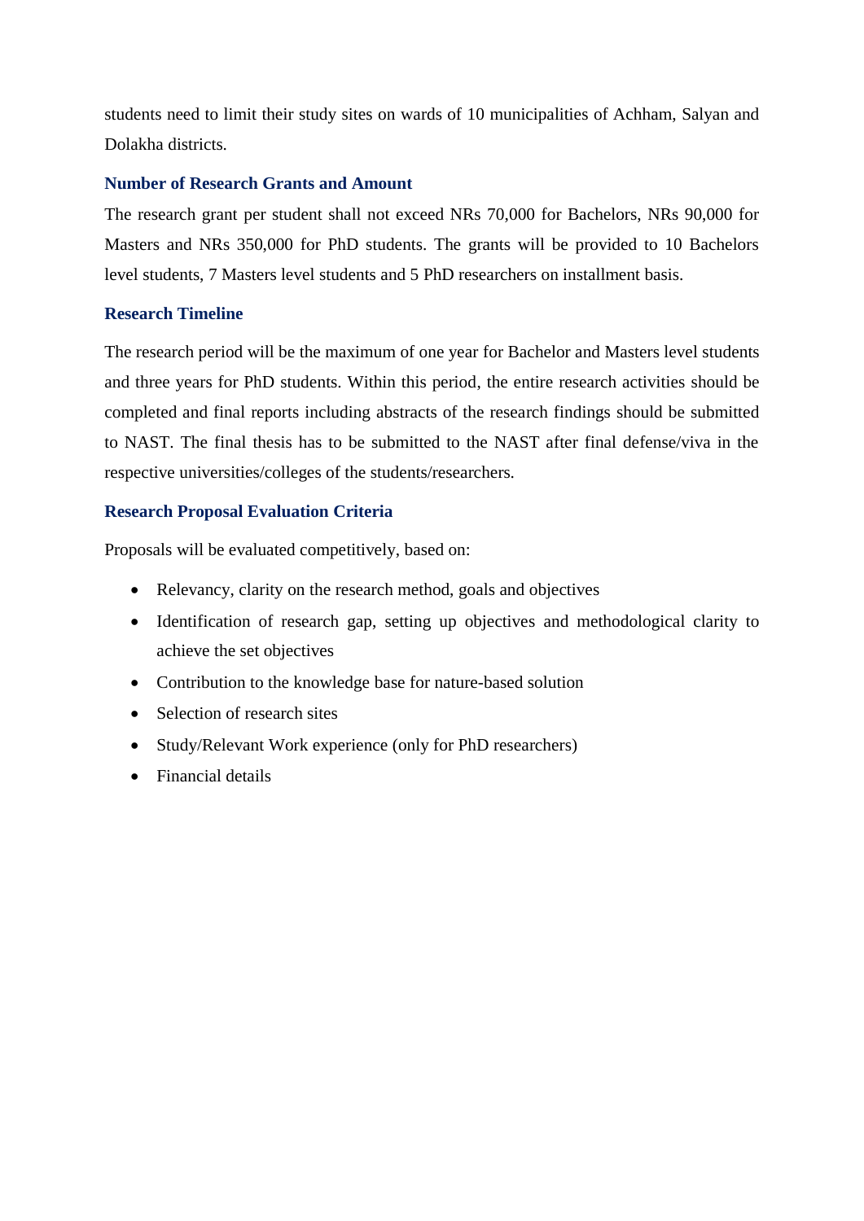students need to limit their study sites on wards of 10 municipalities of Achham, Salyan and Dolakha districts.

### Number of Research Grants and Amount

The research grant per student shall not exceed NRs 70,000 for Bachelors, NRs 90,000 for Masters and NRs 350,000 for PhD students. The grants will be provided to 10 Bachelors level students, 7 Masters level students and 5 PhD researchers on installment basis.

### Research Timeline

The research period will be the maximum of one year for Bachelor and Masters level students and three years for PhD students. Within this period, the entire research activities should be completed and final reports including abstracts of the research findings should be submitted to NAST. The final thesis has to be submitted to the NAST after final defense/viva in the respective universities/colleges of the students/researchers.

### Research Proposal Evaluation Criteria

Proposals will be evaluated competitively, based on:

- Relevancy, clarity on the research method, goals and objectives
- Identification of research gap, setting up objectives and methodological clarity to achieve the set objectives
- Contribution to the knowledge base for nature-based solution
- Selection of research sites
- Study/Relevant Work experience (only for PhD researchers)
- Financial details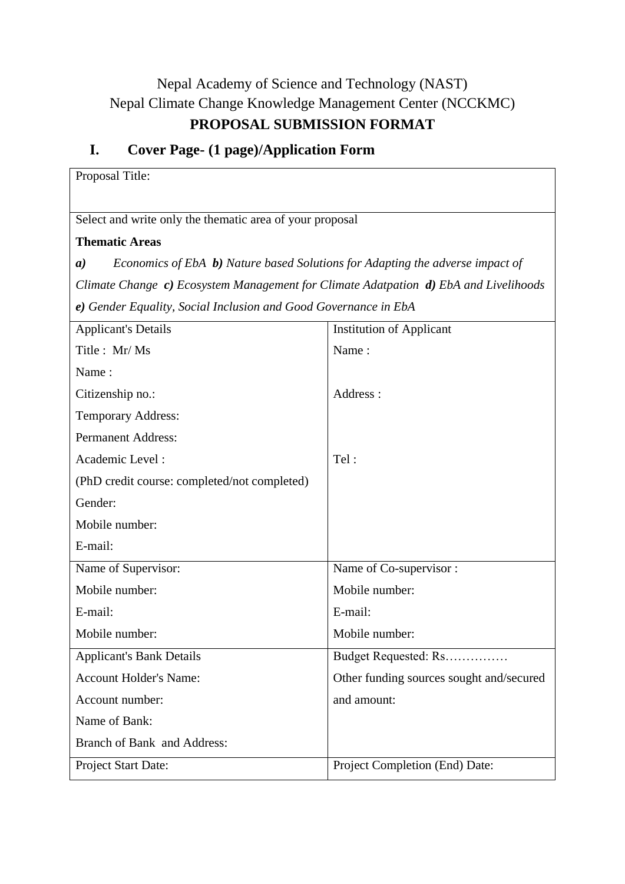Nepal Academy of Science and Technology (NAST)

Nepal Climate Change Knowledge Management Center (NCCKMC)

**PROPOSAL SUBMISSION FORMAT**

## I. Cover Page- (1 page)/Application Form

| Proposal Title: | |
|---|---|
| Select and write only the thematic area of your proposal<br>**Thematic Areas**<br>***a)*** *Economics of EbA* ***b)*** *Nature based Solutions for Adapting the adverse impact of Climate Change* ***c)*** *Ecosystem Management for Climate Adatpation* ***d)*** *EbA and Livelihoods* ***e)*** *Gender Equality, Social Inclusion and Good Governance in EbA* | |
| Applicant's Details<br>Title : Mr/ Ms<br>Name :<br>Citizenship no.:<br>Temporary Address:<br>Permanent Address:<br>Academic Level :<br>(PhD credit course: completed/not completed)<br>Gender:<br>Mobile number:<br>E-mail: | Institution of Applicant<br>Name :<br><br>Address :<br><br><br>Tel : |
| Name of Supervisor:<br>Mobile number:<br>E-mail:<br>Mobile number: | Name of Co-supervisor :<br>Mobile number:<br>E-mail:<br>Mobile number: |
| Applicant's Bank Details<br>Account Holder's Name:<br>Account number:<br>Name of Bank:<br>Branch of Bank and Address: | Budget Requested: Rs……………<br>Other funding sources sought and/secured and amount: |
| Project Start Date: | Project Completion (End) Date: |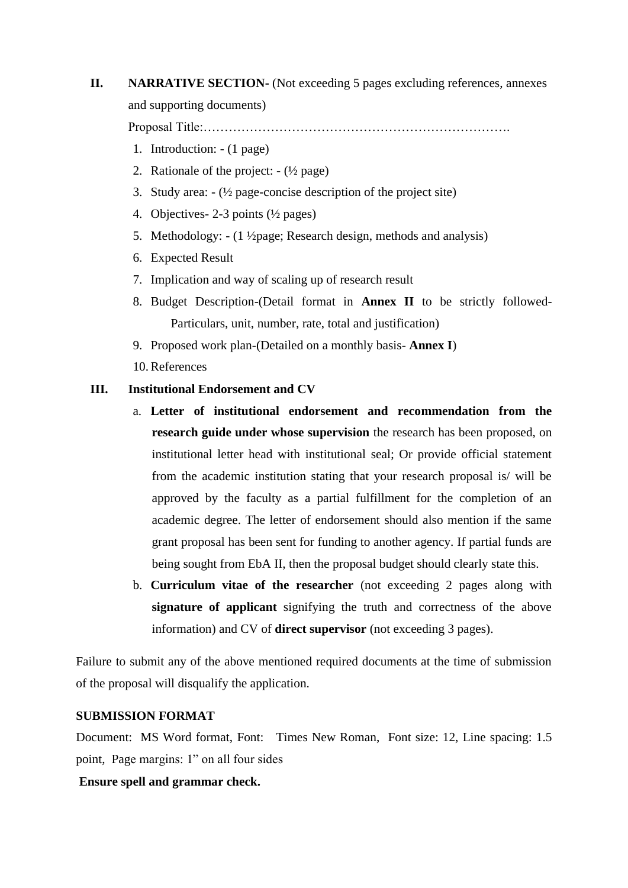**II. NARRATIVE SECTION-** (Not exceeding 5 pages excluding references, annexes and supporting documents)

Proposal Title:…………………………………………………………………

1. Introduction: - (1 page)
2. Rationale of the project: - (½ page)
3. Study area: - (½ page-concise description of the project site)
4. Objectives- 2-3 points (½ pages)
5. Methodology: - (1 ½page; Research design, methods and analysis)
6. Expected Result
7. Implication and way of scaling up of research result
8. Budget Description-(Detail format in **Annex II** to be strictly followed- Particulars, unit, number, rate, total and justification)
9. Proposed work plan-(Detailed on a monthly basis- **Annex I**)
10. References

**III. Institutional Endorsement and CV**

a. **Letter of institutional endorsement and recommendation from the research guide under whose supervision** the research has been proposed, on institutional letter head with institutional seal; Or provide official statement from the academic institution stating that your research proposal is/ will be approved by the faculty as a partial fulfillment for the completion of an academic degree. The letter of endorsement should also mention if the same grant proposal has been sent for funding to another agency. If partial funds are being sought from EbA II, then the proposal budget should clearly state this.

b. **Curriculum vitae of the researcher** (not exceeding 2 pages along with **signature of applicant** signifying the truth and correctness of the above information) and CV of **direct supervisor** (not exceeding 3 pages).

Failure to submit any of the above mentioned required documents at the time of submission of the proposal will disqualify the application.

**SUBMISSION FORMAT**

Document: MS Word format, Font: Times New Roman, Font size: 12, Line spacing: 1.5 point, Page margins: 1" on all four sides

**Ensure spell and grammar check.**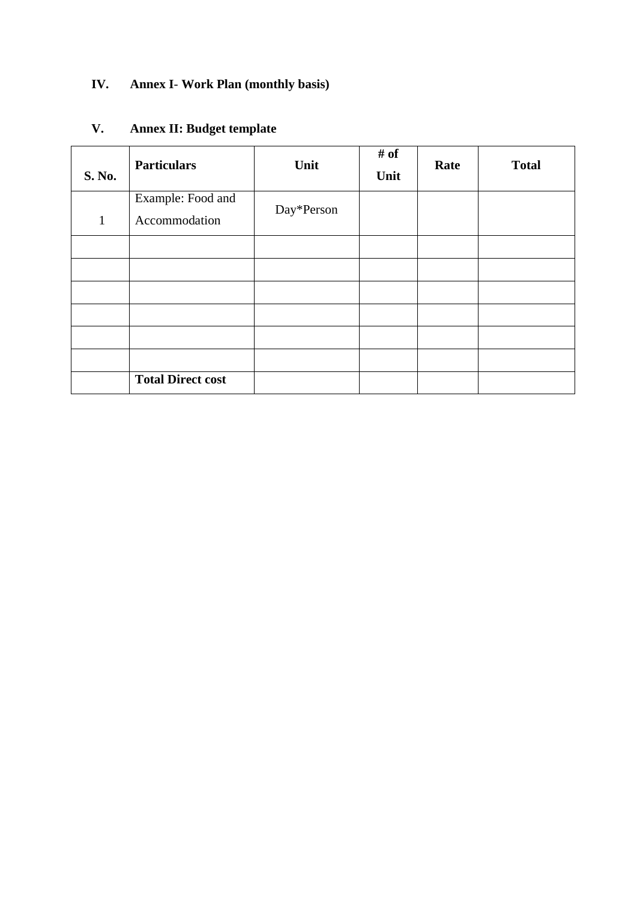## IV. Annex I- Work Plan (monthly basis)

## V. Annex II: Budget template

| S. No. | Particulars | Unit | # of Unit | Rate | Total |
|---|---|---|---|---|---|
| 1 | Example: Food and Accommodation | Day*Person | | | |
| | | | | | |
| | | | | | |
| | | | | | |
| | | | | | |
| | | | | | |
| | | | | | |
| | **Total Direct cost** | | | | |